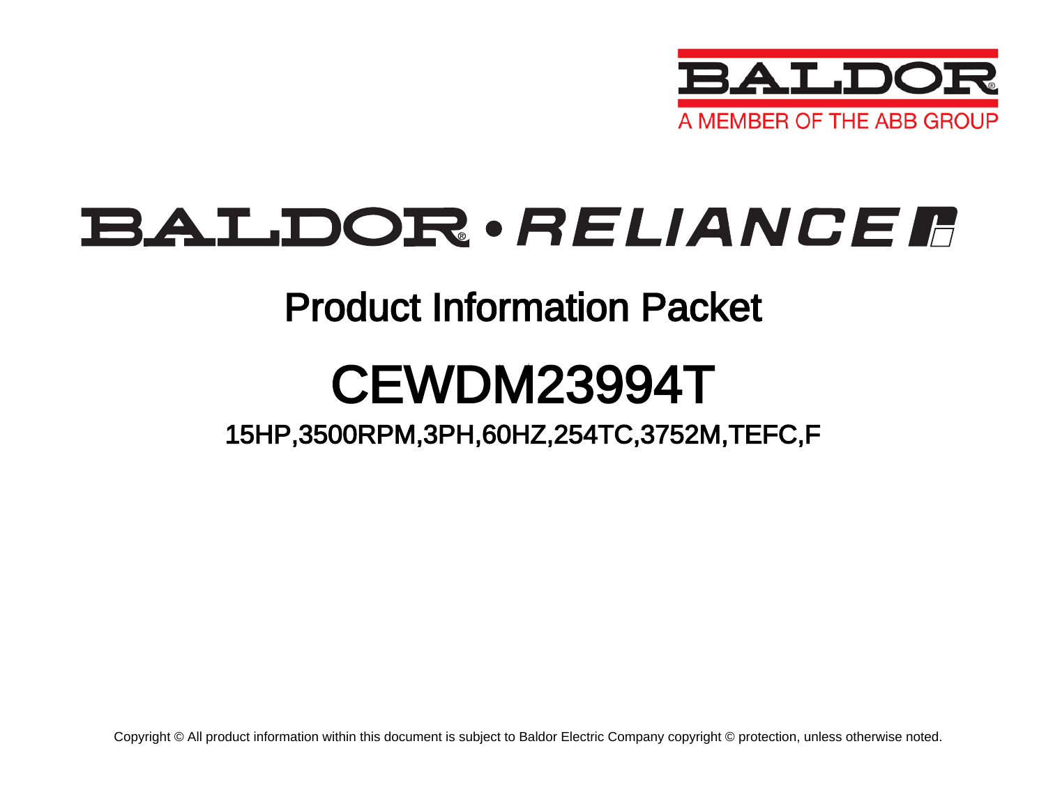BALDOR
A MEMBER OF THE ABB GROUP

BALDOR • RELIANCE

# Product Information Packet

# CEWDM23994T

## 15HP,3500RPM,3PH,60HZ,254TC,3752M,TEFC,F

Copyright © All product information within this document is subject to Baldor Electric Company copyright © protection, unless otherwise noted.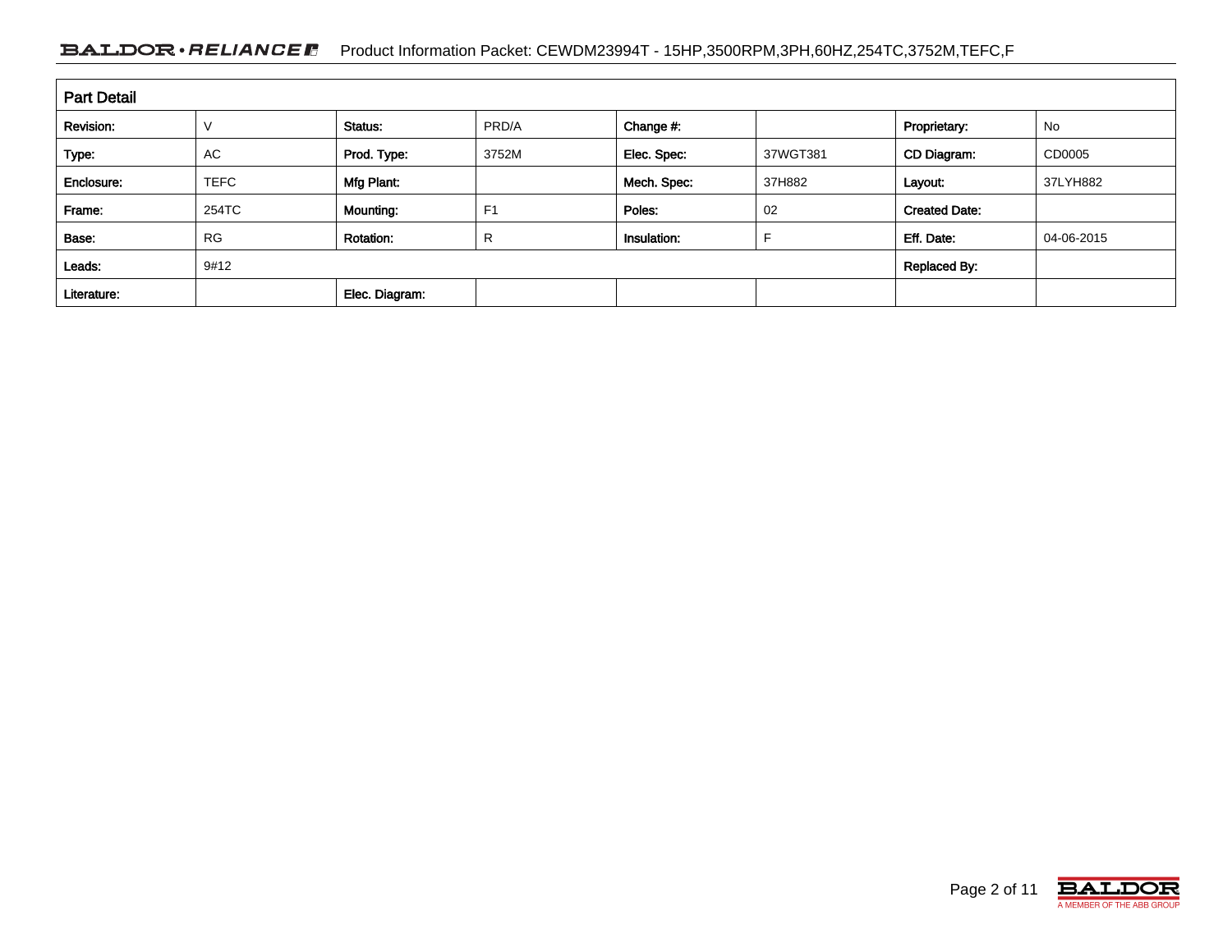## Part Detail

| Revision: | V | Status: | PRD/A | Change #: | | Proprietary: | No |
|---|---|---|---|---|---|---|---|
| Type: | AC | Prod. Type: | 3752M | Elec. Spec: | 37WGT381 | CD Diagram: | CD0005 |
| Enclosure: | TEFC | Mfg Plant: | | Mech. Spec: | 37H882 | Layout: | 37LYH882 |
| Frame: | 254TC | Mounting: | F1 | Poles: | 02 | Created Date: | |
| Base: | RG | Rotation: | R | Insulation: | F | Eff. Date: | 04-06-2015 |
| Leads: | 9#12 | | | | | Replaced By: | |
| Literature: | | Elec. Diagram: | | | | | |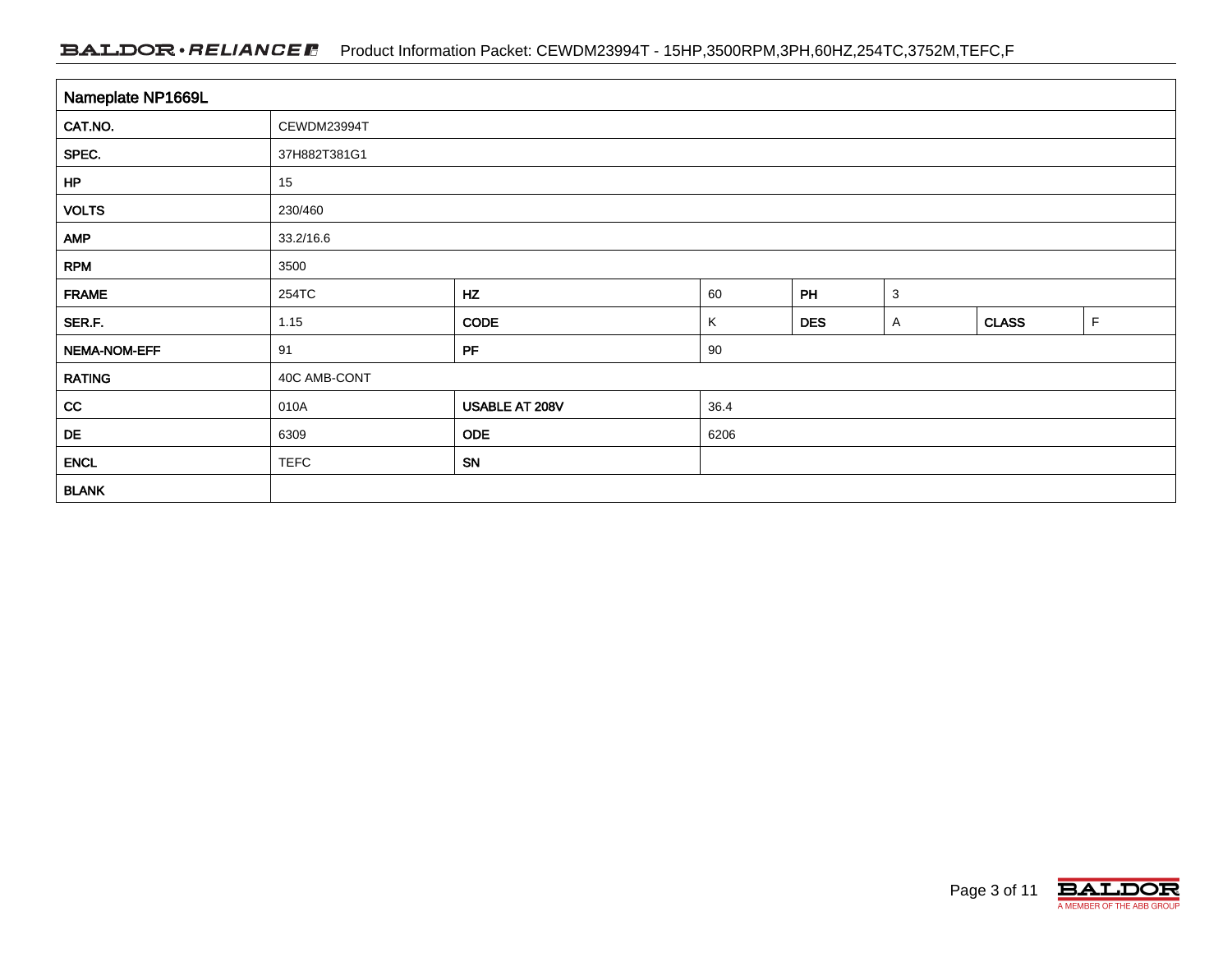| Nameplate NP1669L | | | | | | | |
|---|---|---|---|---|---|---|---|
| CAT.NO. | CEWDM23994T | | | | | | |
| SPEC. | 37H882T381G1 | | | | | | |
| HP | 15 | | | | | | |
| VOLTS | 230/460 | | | | | | |
| AMP | 33.2/16.6 | | | | | | |
| RPM | 3500 | | | | | | |
| FRAME | 254TC | HZ | 60 | PH | 3 | | |
| SER.F. | 1.15 | CODE | K | DES | A | CLASS | F |
| NEMA-NOM-EFF | 91 | PF | 90 | | | | |
| RATING | 40C AMB-CONT | | | | | | |
| CC | 010A | USABLE AT 208V | 36.4 | | | | |
| DE | 6309 | ODE | 6206 | | | | |
| ENCL | TEFC | SN | | | | | |
| BLANK | | | | | | | |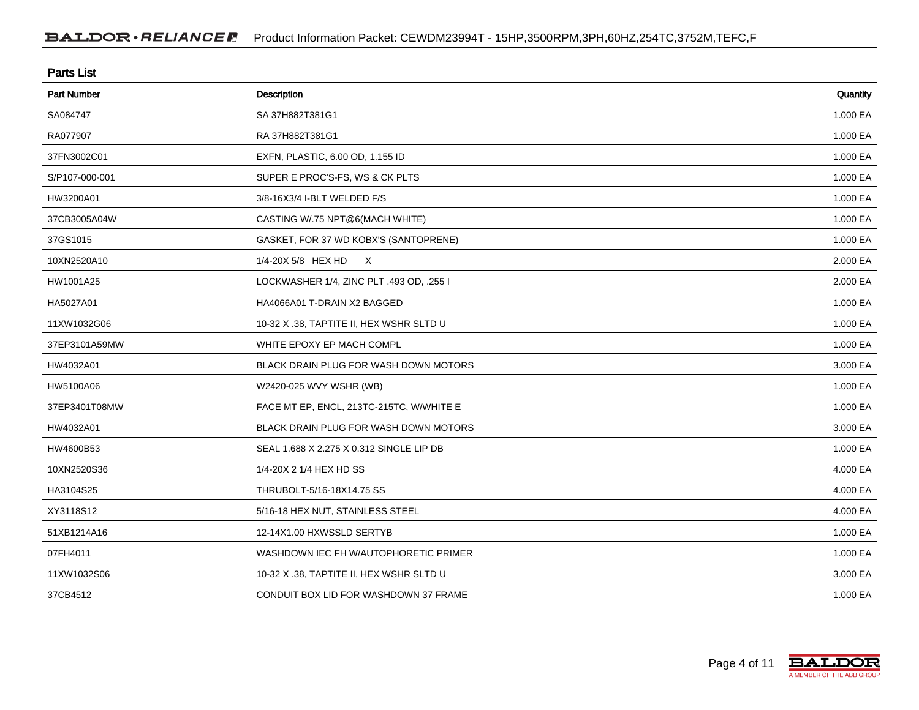## Parts List

| Part Number | Description | Quantity |
|---|---|---|
| SA084747 | SA 37H882T381G1 | 1.000 EA |
| RA077907 | RA 37H882T381G1 | 1.000 EA |
| 37FN3002C01 | EXFN, PLASTIC, 6.00 OD, 1.155 ID | 1.000 EA |
| S/P107-000-001 | SUPER E PROC'S-FS, WS & CK PLTS | 1.000 EA |
| HW3200A01 | 3/8-16X3/4 I-BLT WELDED F/S | 1.000 EA |
| 37CB3005A04W | CASTING W/.75 NPT@6(MACH WHITE) | 1.000 EA |
| 37GS1015 | GASKET, FOR 37 WD KOBX'S (SANTOPRENE) | 1.000 EA |
| 10XN2520A10 | 1/4-20X 5/8 HEX HD X | 2.000 EA |
| HW1001A25 | LOCKWASHER 1/4, ZINC PLT .493 OD, .255 I | 2.000 EA |
| HA5027A01 | HA4066A01 T-DRAIN X2 BAGGED | 1.000 EA |
| 11XW1032G06 | 10-32 X .38, TAPTITE II, HEX WSHR SLTD U | 1.000 EA |
| 37EP3101A59MW | WHITE EPOXY EP MACH COMPL | 1.000 EA |
| HW4032A01 | BLACK DRAIN PLUG FOR WASH DOWN MOTORS | 3.000 EA |
| HW5100A06 | W2420-025 WVY WSHR (WB) | 1.000 EA |
| 37EP3401T08MW | FACE MT EP, ENCL, 213TC-215TC, W/WHITE E | 1.000 EA |
| HW4032A01 | BLACK DRAIN PLUG FOR WASH DOWN MOTORS | 3.000 EA |
| HW4600B53 | SEAL 1.688 X 2.275 X 0.312 SINGLE LIP DB | 1.000 EA |
| 10XN2520S36 | 1/4-20X 2 1/4 HEX HD SS | 4.000 EA |
| HA3104S25 | THRUBOLT-5/16-18X14.75 SS | 4.000 EA |
| XY3118S12 | 5/16-18 HEX NUT, STAINLESS STEEL | 4.000 EA |
| 51XB1214A16 | 12-14X1.00 HXWSSLD SERTYB | 1.000 EA |
| 07FH4011 | WASHDOWN IEC FH W/AUTOPHORETIC PRIMER | 1.000 EA |
| 11XW1032S06 | 10-32 X .38, TAPTITE II, HEX WSHR SLTD U | 3.000 EA |
| 37CB4512 | CONDUIT BOX LID FOR WASHDOWN 37 FRAME | 1.000 EA |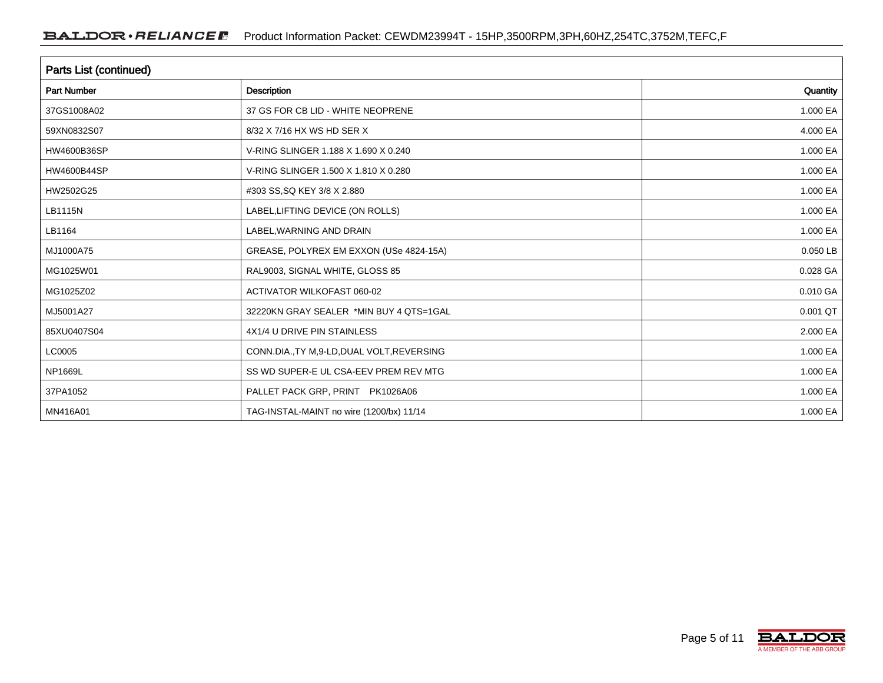## Parts List (continued)

| Part Number | Description | Quantity |
|---|---|---|
| 37GS1008A02 | 37 GS FOR CB LID - WHITE NEOPRENE | 1.000 EA |
| 59XN0832S07 | 8/32 X 7/16 HX WS HD SER X | 4.000 EA |
| HW4600B36SP | V-RING SLINGER 1.188 X 1.690 X 0.240 | 1.000 EA |
| HW4600B44SP | V-RING SLINGER 1.500 X 1.810 X 0.280 | 1.000 EA |
| HW2502G25 | #303 SS,SQ KEY 3/8 X 2.880 | 1.000 EA |
| LB1115N | LABEL,LIFTING DEVICE (ON ROLLS) | 1.000 EA |
| LB1164 | LABEL,WARNING AND DRAIN | 1.000 EA |
| MJ1000A75 | GREASE, POLYREX EM EXXON (USe 4824-15A) | 0.050 LB |
| MG1025W01 | RAL9003, SIGNAL WHITE, GLOSS 85 | 0.028 GA |
| MG1025Z02 | ACTIVATOR WILKOFAST 060-02 | 0.010 GA |
| MJ5001A27 | 32220KN GRAY SEALER *MIN BUY 4 QTS=1GAL | 0.001 QT |
| 85XU0407S04 | 4X1/4 U DRIVE PIN STAINLESS | 2.000 EA |
| LC0005 | CONN.DIA.,TY M,9-LD,DUAL VOLT,REVERSING | 1.000 EA |
| NP1669L | SS WD SUPER-E UL CSA-EEV PREM REV MTG | 1.000 EA |
| 37PA1052 | PALLET PACK GRP, PRINT PK1026A06 | 1.000 EA |
| MN416A01 | TAG-INSTAL-MAINT no wire (1200/bx) 11/14 | 1.000 EA |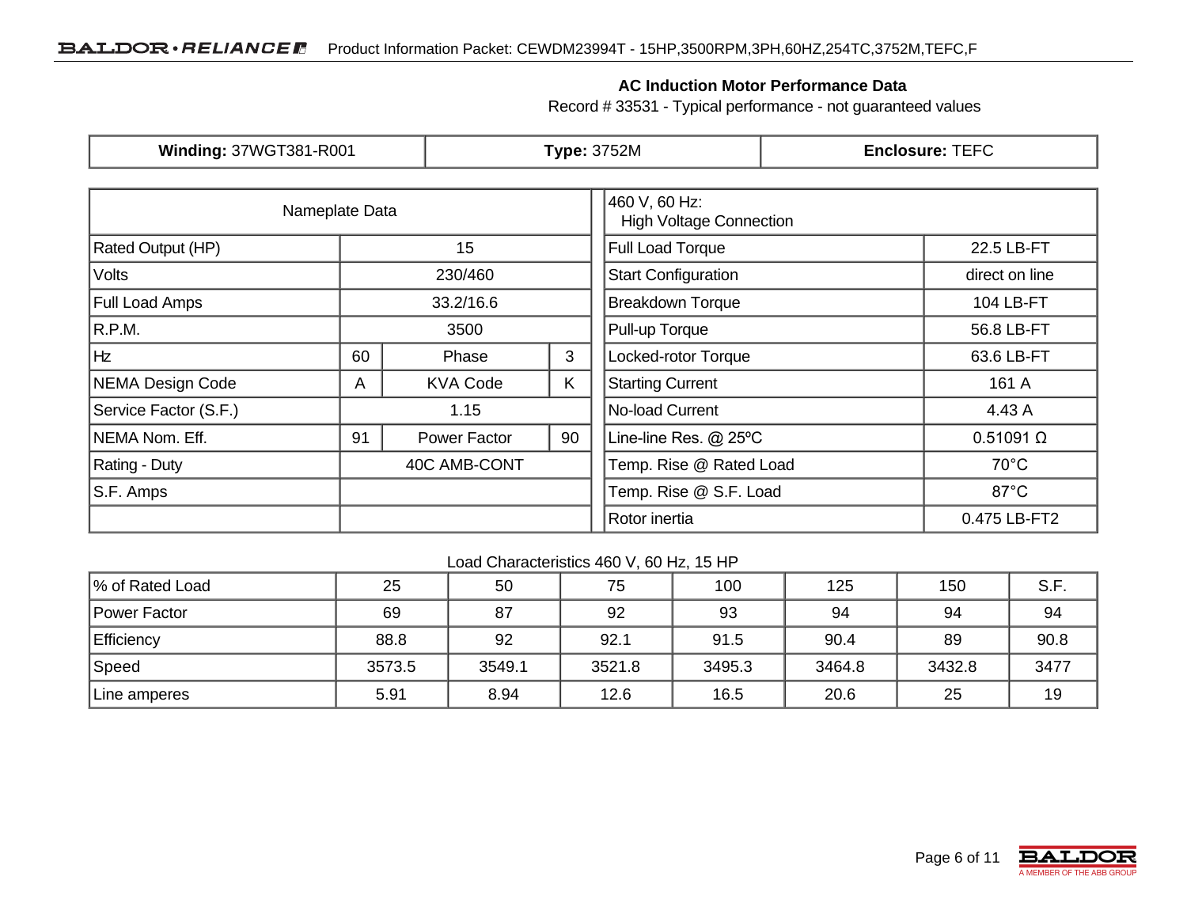## AC Induction Motor Performance Data

Record # 33531 - Typical performance - not guaranteed values

| **Winding:** 37WGT381-R001 | **Type:** 3752M | **Enclosure:** TEFC |
|---|---|---|

| Nameplate Data | | | |
|---|---|---|---|
| Rated Output (HP) | 15 | | |
| Volts | 230/460 | | |
| Full Load Amps | 33.2/16.6 | | |
| R.P.M. | 3500 | | |
| Hz | 60 | Phase | 3 |
| NEMA Design Code | A | KVA Code | K |
| Service Factor (S.F.) | 1.15 | | |
| NEMA Nom. Eff. | 91 | Power Factor | 90 |
| Rating - Duty | 40C AMB-CONT | | |
| S.F. Amps | | | |

| 460 V, 60 Hz: High Voltage Connection | |
|---|---|
| Full Load Torque | 22.5 LB-FT |
| Start Configuration | direct on line |
| Breakdown Torque | 104 LB-FT |
| Pull-up Torque | 56.8 LB-FT |
| Locked-rotor Torque | 63.6 LB-FT |
| Starting Current | 161 A |
| No-load Current | 4.43 A |
| Line-line Res. @ 25ºC | 0.51091 Ω |
| Temp. Rise @ Rated Load | 70°C |
| Temp. Rise @ S.F. Load | 87°C |
| Rotor inertia | 0.475 LB-FT2 |

Load Characteristics 460 V, 60 Hz, 15 HP

| % of Rated Load | 25 | 50 | 75 | 100 | 125 | 150 | S.F. |
|---|---|---|---|---|---|---|---|
| Power Factor | 69 | 87 | 92 | 93 | 94 | 94 | 94 |
| Efficiency | 88.8 | 92 | 92.1 | 91.5 | 90.4 | 89 | 90.8 |
| Speed | 3573.5 | 3549.1 | 3521.8 | 3495.3 | 3464.8 | 3432.8 | 3477 |
| Line amperes | 5.91 | 8.94 | 12.6 | 16.5 | 20.6 | 25 | 19 |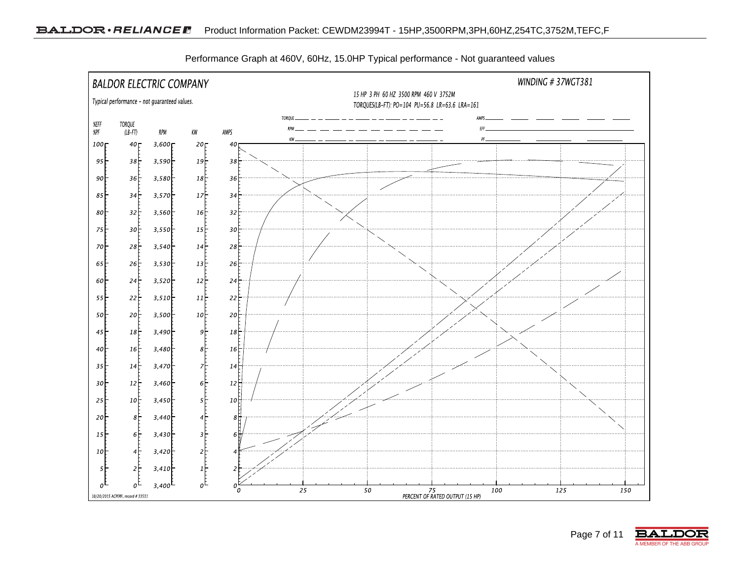Performance Graph at 460V, 60Hz, 15.0HP Typical performance - Not guaranteed values

**BALDOR ELECTRIC COMPANY**

Typical performance - not guaranteed values.

WINDING # 37WGT381

15 HP 3 PH 60 HZ 3500 RPM 460 V 3752M

TORQUES(LB-FT): PO=104 PU=56.8 LR=63.6 LRA=161

Legend: TORQUE, RPM, KW, AMPS, EFF, PF

| %EFF %PF | TORQUE (LB-FT) | RPM | KW | AMPS |
|---|---|---|---|---|
| 100 | 40 | 3,600 | 20 | 40 |
| 95 | 38 | 3,590 | 19 | 38 |
| 90 | 36 | 3,580 | 18 | 36 |
| 85 | 34 | 3,570 | 17 | 34 |
| 80 | 32 | 3,560 | 16 | 32 |
| 75 | 30 | 3,550 | 15 | 30 |
| 70 | 28 | 3,540 | 14 | 28 |
| 65 | 26 | 3,530 | 13 | 26 |
| 60 | 24 | 3,520 | 12 | 24 |
| 55 | 22 | 3,510 | 11 | 22 |
| 50 | 20 | 3,500 | 10 | 20 |
| 45 | 18 | 3,490 | 9 | 18 |
| 40 | 16 | 3,480 | 8 | 16 |
| 35 | 14 | 3,470 | 7 | 14 |
| 30 | 12 | 3,460 | 6 | 12 |
| 25 | 10 | 3,450 | 5 | 10 |
| 20 | 8 | 3,440 | 4 | 8 |
| 15 | 6 | 3,430 | 3 | 6 |
| 10 | 4 | 3,420 | 2 | 4 |
| 5 | 2 | 3,410 | 1 | 2 |
| 0 | 0 | 3,400 | 0 | 0 |

X-axis: 0, 25, 50, 75, 100, 125, 150 — PERCENT OF RATED OUTPUT (15 HP)

10/20/2015 ACPERF, record # 33531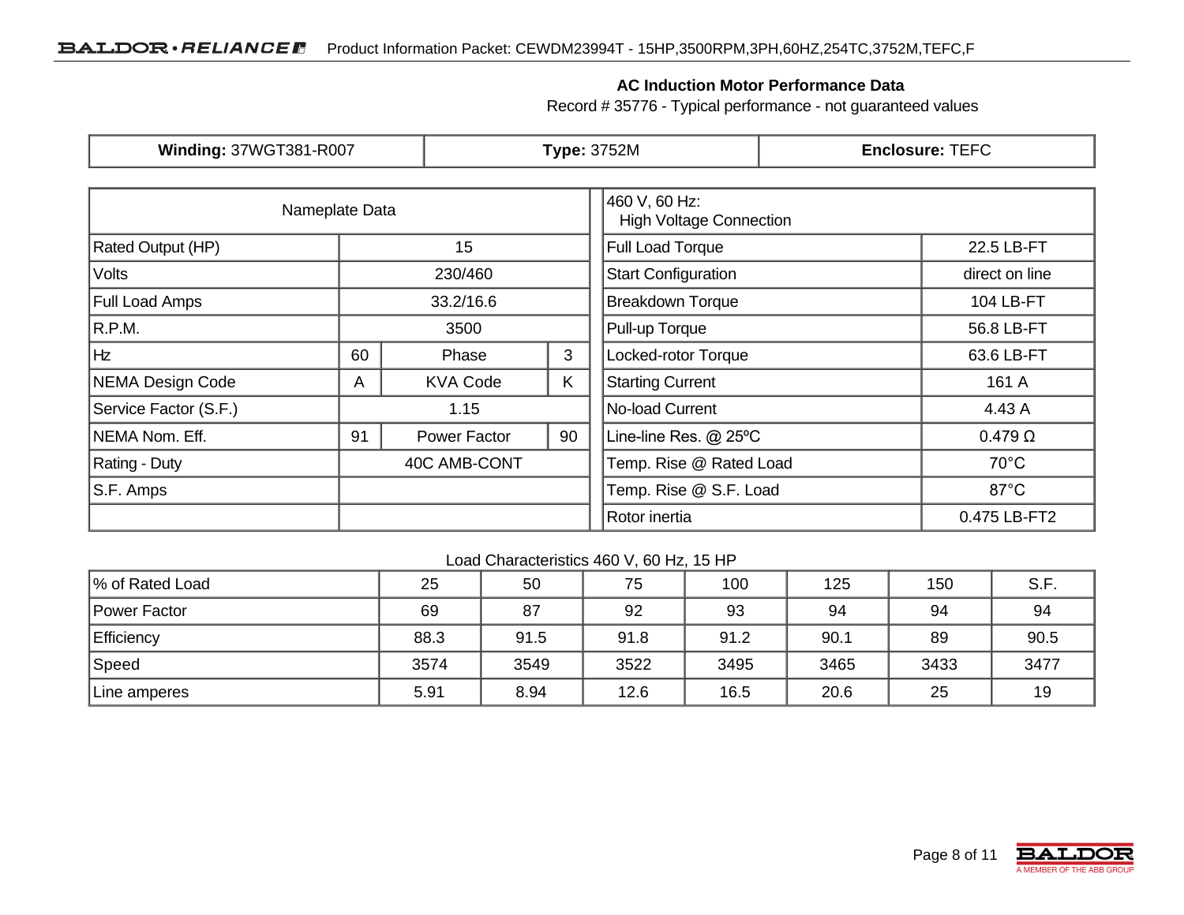## AC Induction Motor Performance Data

Record # 35776 - Typical performance - not guaranteed values

| **Winding:** 37WGT381-R007 | **Type:** 3752M | **Enclosure:** TEFC |
|---|---|---|

| Nameplate Data | | | |
|---|---|---|---|
| Rated Output (HP) | 15 | | |
| Volts | 230/460 | | |
| Full Load Amps | 33.2/16.6 | | |
| R.P.M. | 3500 | | |
| Hz | 60 | Phase | 3 |
| NEMA Design Code | A | KVA Code | K |
| Service Factor (S.F.) | 1.15 | | |
| NEMA Nom. Eff. | 91 | Power Factor | 90 |
| Rating - Duty | 40C AMB-CONT | | |
| S.F. Amps | | | |
| | | | |

| 460 V, 60 Hz: High Voltage Connection | |
|---|---|
| Full Load Torque | 22.5 LB-FT |
| Start Configuration | direct on line |
| Breakdown Torque | 104 LB-FT |
| Pull-up Torque | 56.8 LB-FT |
| Locked-rotor Torque | 63.6 LB-FT |
| Starting Current | 161 A |
| No-load Current | 4.43 A |
| Line-line Res. @ 25ºC | 0.479 Ω |
| Temp. Rise @ Rated Load | 70°C |
| Temp. Rise @ S.F. Load | 87°C |
| Rotor inertia | 0.475 LB-FT2 |

Load Characteristics 460 V, 60 Hz, 15 HP

| % of Rated Load | 25 | 50 | 75 | 100 | 125 | 150 | S.F. |
|---|---|---|---|---|---|---|---|
| Power Factor | 69 | 87 | 92 | 93 | 94 | 94 | 94 |
| Efficiency | 88.3 | 91.5 | 91.8 | 91.2 | 90.1 | 89 | 90.5 |
| Speed | 3574 | 3549 | 3522 | 3495 | 3465 | 3433 | 3477 |
| Line amperes | 5.91 | 8.94 | 12.6 | 16.5 | 20.6 | 25 | 19 |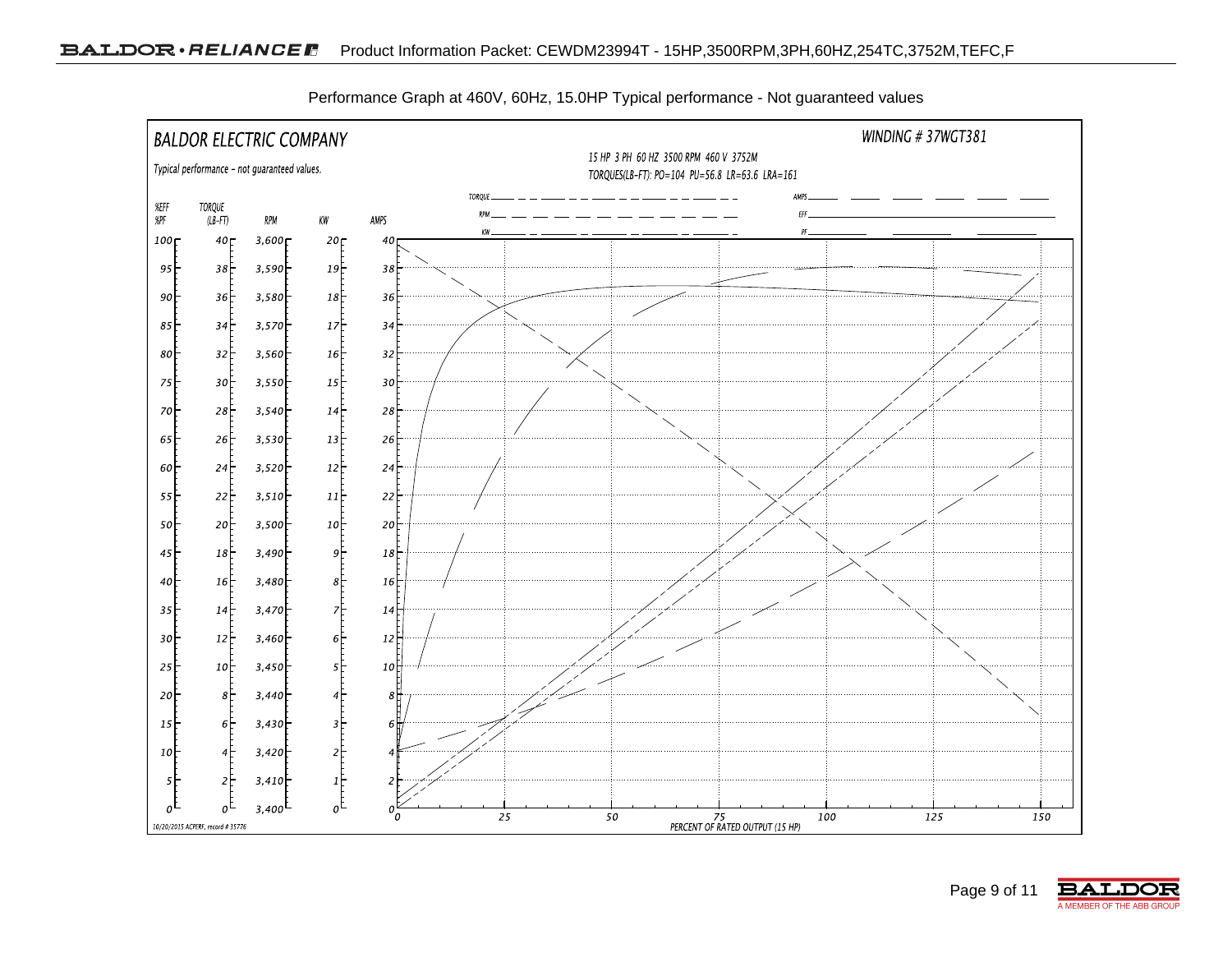Performance Graph at 460V, 60Hz, 15.0HP Typical performance - Not guaranteed values

BALDOR ELECTRIC COMPANY

Typical performance - not guaranteed values.

WINDING # 37WGT381

15 HP 3 PH 60 HZ 3500 RPM 460 V 3752M

TORQUES(LB-FT): PO=104 PU=56.8 LR=63.6 LRA=161

Legend: TORQUE, RPM, KW, AMPS, EFF, PF

| %EFF %PF | TORQUE (LB-FT) | RPM | KW | AMPS |
|---|---|---|---|---|
| 100 | 40 | 3,600 | 20 | 40 |
| 95 | 38 | 3,590 | 19 | 38 |
| 90 | 36 | 3,580 | 18 | 36 |
| 85 | 34 | 3,570 | 17 | 34 |
| 80 | 32 | 3,560 | 16 | 32 |
| 75 | 30 | 3,550 | 15 | 30 |
| 70 | 28 | 3,540 | 14 | 28 |
| 65 | 26 | 3,530 | 13 | 26 |
| 60 | 24 | 3,520 | 12 | 24 |
| 55 | 22 | 3,510 | 11 | 22 |
| 50 | 20 | 3,500 | 10 | 20 |
| 45 | 18 | 3,490 | 9 | 18 |
| 40 | 16 | 3,480 | 8 | 16 |
| 35 | 14 | 3,470 | 7 | 14 |
| 30 | 12 | 3,460 | 6 | 12 |
| 25 | 10 | 3,450 | 5 | 10 |
| 20 | 8 | 3,440 | 4 | 8 |
| 15 | 6 | 3,430 | 3 | 6 |
| 10 | 4 | 3,420 | 2 | 4 |
| 5 | 2 | 3,410 | 1 | 2 |
| 0 | 0 | 3,400 | 0 | 0 |

PERCENT OF RATED OUTPUT (15 HP): 0, 25, 50, 75, 100, 125, 150

10/20/2015 ACPERF, record # 35776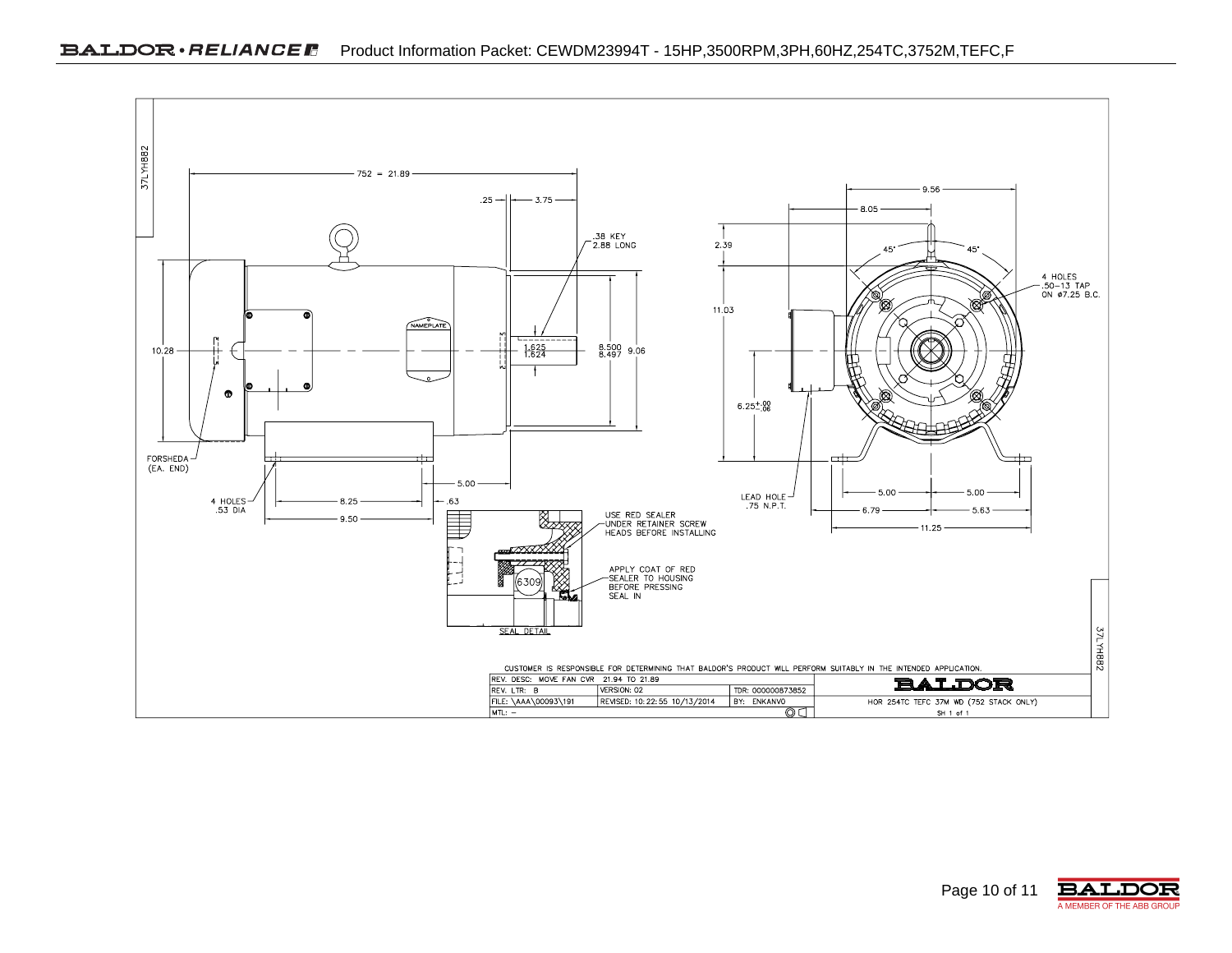37LYH882

752 = 21.89

.25 — 3.75

.38 KEY
2.88 LONG

NAMEPLATE

10.28

1.625
1.624

8.500
8.497

9.06

FORSHEDA
(EA. END)

5.00

4 HOLES
.53 DIA

8.25

.63

9.50

9.56

8.05

2.39

45°

45°

4 HOLES
.50–13 TAP
ON ø7.25 B.C.

11.03

6.25 +.00 / -.06

LEAD HOLE
.75 N.P.T.

5.00

5.00

6.79

5.63

11.25

USE RED SEALER
UNDER RETAINER SCREW
HEADS BEFORE INSTALLING

6309

APPLY COAT OF RED
SEALER TO HOUSING
BEFORE PRESSING
SEAL IN

SEAL DETAIL

CUSTOMER IS RESPONSIBLE FOR DETERMINING THAT BALDOR'S PRODUCT WILL PERFORM SUITABLY IN THE INTENDED APPLICATION.

| REV. DESC: MOVE FAN CVR 21.94 TO 21.89 | | | BALDOR |
|---|---|---|---|
| REV. LTR: B | VERSION: 02 | TDR: 000000873852 | |
| FILE: \AAA\00093\191 | REVISED: 10:22:55 10/13/2014 | BY: ENKANVO | HOR 254TC TEFC 37M WD (752 STACK ONLY) |
| MTL: – | | | SH 1 of 1 |

37LYH882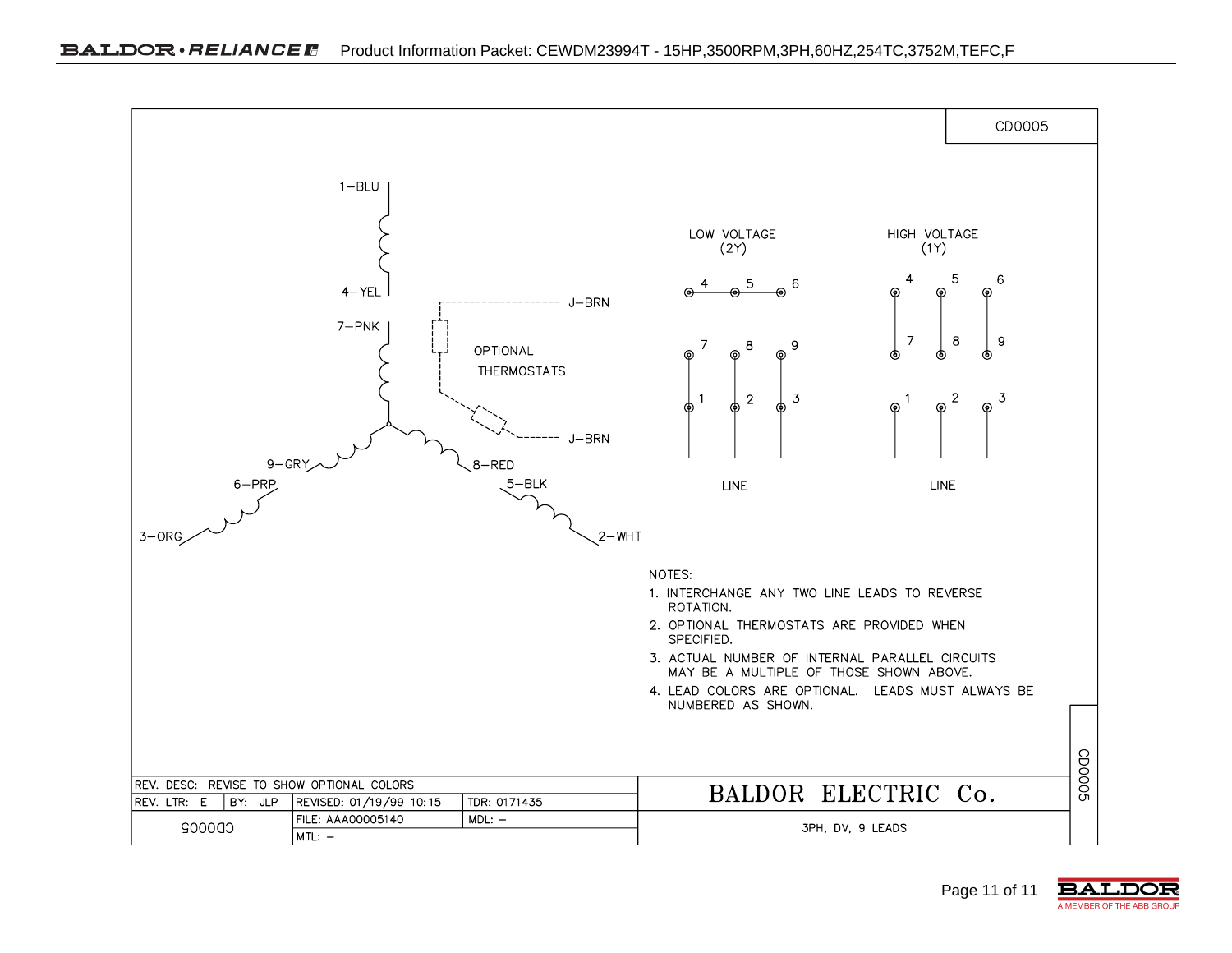CD0005

1-BLU

4-YEL

7-PNK

J-BRN

OPTIONAL

THERMOSTATS

J-BRN

9-GRY

8-RED

6-PRP

5-BLK

3-ORG

2-WHT

LOW VOLTAGE (2Y)

4 5 6

7 8 9

1 2 3

LINE

HIGH VOLTAGE (1Y)

4 5 6

7 8 9

1 2 3

LINE

NOTES:

1. INTERCHANGE ANY TWO LINE LEADS TO REVERSE ROTATION.
2. OPTIONAL THERMOSTATS ARE PROVIDED WHEN SPECIFIED.
3. ACTUAL NUMBER OF INTERNAL PARALLEL CIRCUITS MAY BE A MULTIPLE OF THOSE SHOWN ABOVE.
4. LEAD COLORS ARE OPTIONAL. LEADS MUST ALWAYS BE NUMBERED AS SHOWN.

| | | | | |
|---|---|---|---|---|
| REV. DESC: REVISE TO SHOW OPTIONAL COLORS | | | | BALDOR ELECTRIC Co. |
| REV. LTR: E | BY: JLP | REVISED: 01/19/99 10:15 | TDR: 0171435 | |
| CD0005 | | FILE: AAA00005140 | MDL: – | 3PH, DV, 9 LEADS |
| | | MTL: – | | |

CD0005